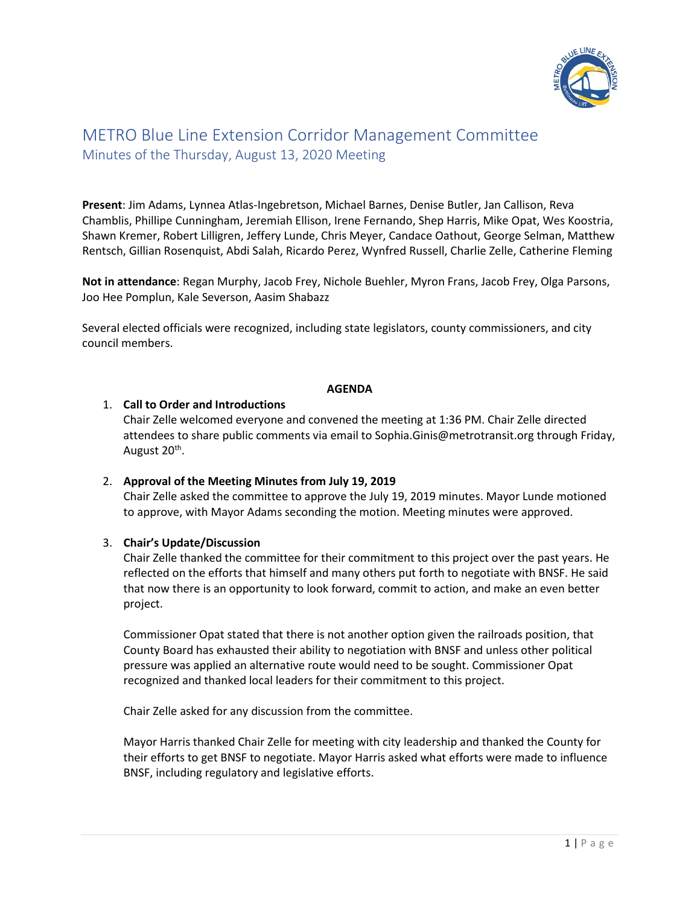# METRO Blue Line Extension Corridor Management Committee

## Minutes of the Thursday, August 13, 2020 Meeting

**Present**: Jim Adams, Lynnea Atlas-Ingebretson, Michael Barnes, Denise Butler, Jan Callison, Reva Chamblis, Phillipe Cunningham, Jeremiah Ellison, Irene Fernando, Shep Harris, Mike Opat, Wes Koostria, Shawn Kremer, Robert Lilligren, Jeffery Lunde, Chris Meyer, Candace Oathout, George Selman, Matthew Rentsch, Gillian Rosenquist, Abdi Salah, Ricardo Perez, Wynfred Russell, Charlie Zelle, Catherine Fleming

**Not in attendance**: Regan Murphy, Jacob Frey, Nichole Buehler, Myron Frans, Jacob Frey, Olga Parsons, Joo Hee Pomplun, Kale Severson, Aasim Shabazz

Several elected officials were recognized, including state legislators, county commissioners, and city council members.

**AGENDA**

1. **Call to Order and Introductions**
   Chair Zelle welcomed everyone and convened the meeting at 1:36 PM. Chair Zelle directed attendees to share public comments via email to Sophia.Ginis@metrotransit.org through Friday, August 20th.

2. **Approval of the Meeting Minutes from July 19, 2019**
   Chair Zelle asked the committee to approve the July 19, 2019 minutes. Mayor Lunde motioned to approve, with Mayor Adams seconding the motion. Meeting minutes were approved.

3. **Chair's Update/Discussion**
   Chair Zelle thanked the committee for their commitment to this project over the past years. He reflected on the efforts that himself and many others put forth to negotiate with BNSF. He said that now there is an opportunity to look forward, commit to action, and make an even better project.

   Commissioner Opat stated that there is not another option given the railroads position, that County Board has exhausted their ability to negotiation with BNSF and unless other political pressure was applied an alternative route would need to be sought. Commissioner Opat recognized and thanked local leaders for their commitment to this project.

   Chair Zelle asked for any discussion from the committee.

   Mayor Harris thanked Chair Zelle for meeting with city leadership and thanked the County for their efforts to get BNSF to negotiate. Mayor Harris asked what efforts were made to influence BNSF, including regulatory and legislative efforts.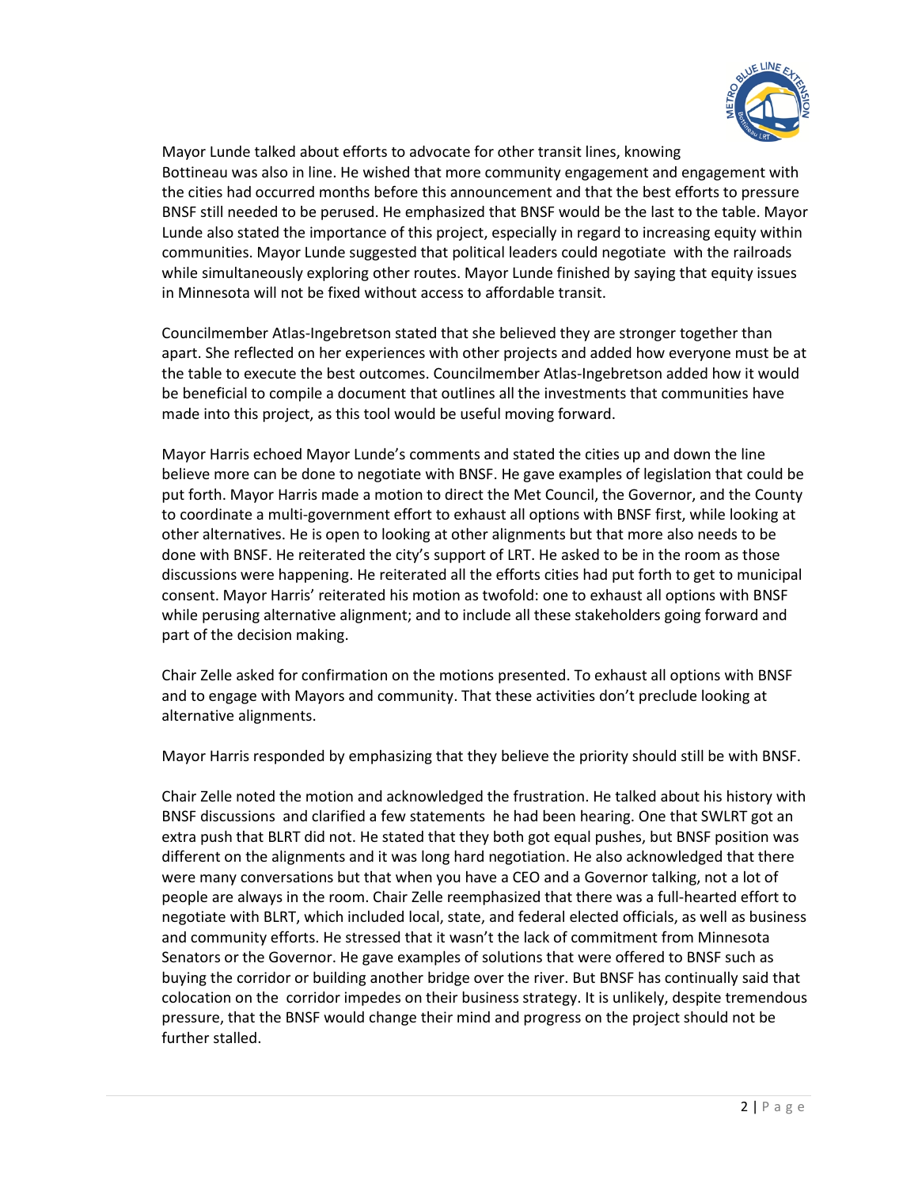Mayor Lunde talked about efforts to advocate for other transit lines, knowing Bottineau was also in line. He wished that more community engagement and engagement with the cities had occurred months before this announcement and that the best efforts to pressure BNSF still needed to be perused. He emphasized that BNSF would be the last to the table. Mayor Lunde also stated the importance of this project, especially in regard to increasing equity within communities. Mayor Lunde suggested that political leaders could negotiate with the railroads while simultaneously exploring other routes. Mayor Lunde finished by saying that equity issues in Minnesota will not be fixed without access to affordable transit.

Councilmember Atlas-Ingebretson stated that she believed they are stronger together than apart. She reflected on her experiences with other projects and added how everyone must be at the table to execute the best outcomes. Councilmember Atlas-Ingebretson added how it would be beneficial to compile a document that outlines all the investments that communities have made into this project, as this tool would be useful moving forward.

Mayor Harris echoed Mayor Lunde's comments and stated the cities up and down the line believe more can be done to negotiate with BNSF. He gave examples of legislation that could be put forth. Mayor Harris made a motion to direct the Met Council, the Governor, and the County to coordinate a multi-government effort to exhaust all options with BNSF first, while looking at other alternatives. He is open to looking at other alignments but that more also needs to be done with BNSF. He reiterated the city's support of LRT. He asked to be in the room as those discussions were happening. He reiterated all the efforts cities had put forth to get to municipal consent. Mayor Harris' reiterated his motion as twofold: one to exhaust all options with BNSF while perusing alternative alignment; and to include all these stakeholders going forward and part of the decision making.

Chair Zelle asked for confirmation on the motions presented. To exhaust all options with BNSF and to engage with Mayors and community. That these activities don't preclude looking at alternative alignments.

Mayor Harris responded by emphasizing that they believe the priority should still be with BNSF.

Chair Zelle noted the motion and acknowledged the frustration. He talked about his history with BNSF discussions and clarified a few statements he had been hearing. One that SWLRT got an extra push that BLRT did not. He stated that they both got equal pushes, but BNSF position was different on the alignments and it was long hard negotiation. He also acknowledged that there were many conversations but that when you have a CEO and a Governor talking, not a lot of people are always in the room. Chair Zelle reemphasized that there was a full-hearted effort to negotiate with BLRT, which included local, state, and federal elected officials, as well as business and community efforts. He stressed that it wasn't the lack of commitment from Minnesota Senators or the Governor. He gave examples of solutions that were offered to BNSF such as buying the corridor or building another bridge over the river. But BNSF has continually said that colocation on the corridor impedes on their business strategy. It is unlikely, despite tremendous pressure, that the BNSF would change their mind and progress on the project should not be further stalled.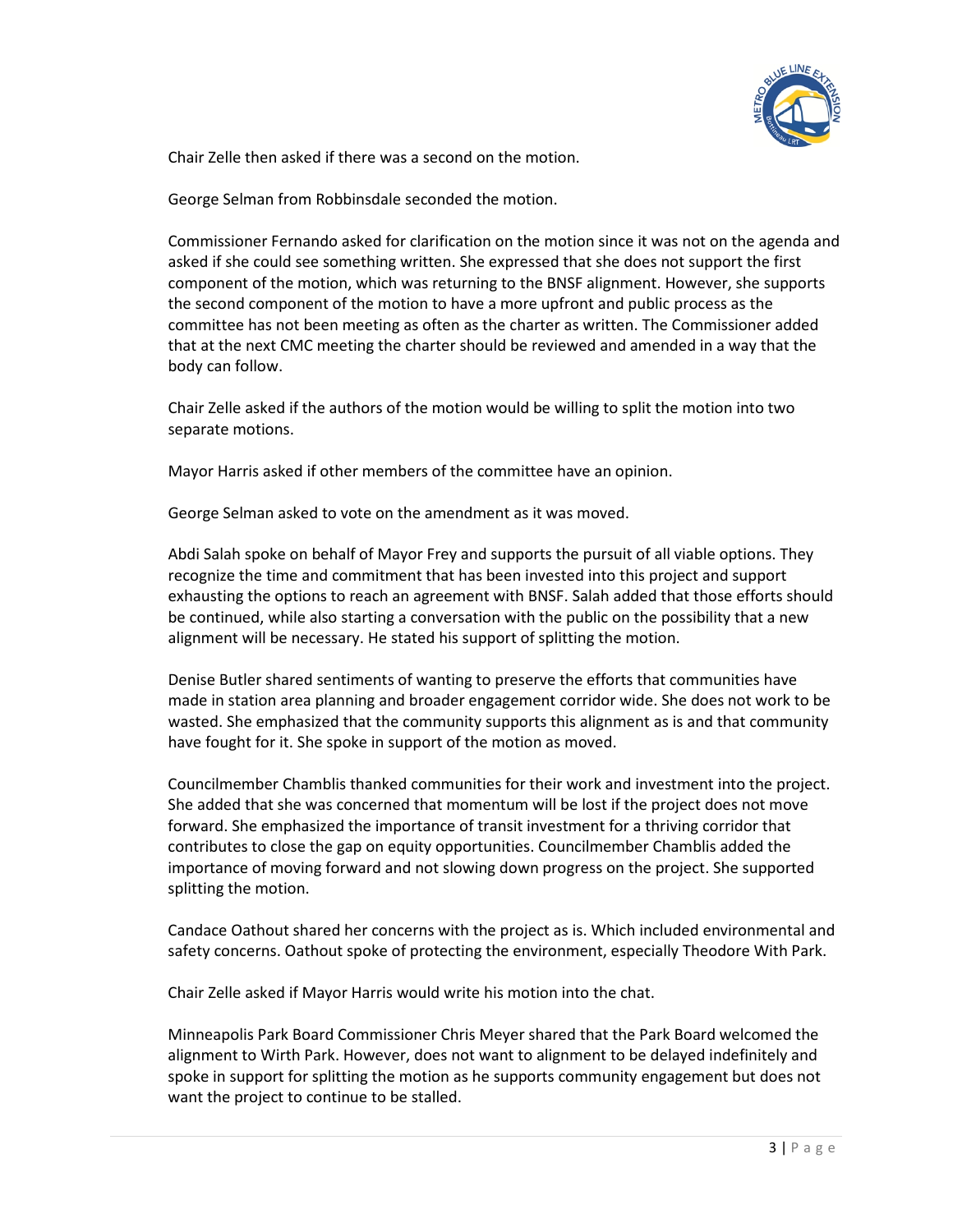Chair Zelle then asked if there was a second on the motion.

George Selman from Robbinsdale seconded the motion.

Commissioner Fernando asked for clarification on the motion since it was not on the agenda and asked if she could see something written. She expressed that she does not support the first component of the motion, which was returning to the BNSF alignment. However, she supports the second component of the motion to have a more upfront and public process as the committee has not been meeting as often as the charter as written. The Commissioner added that at the next CMC meeting the charter should be reviewed and amended in a way that the body can follow.

Chair Zelle asked if the authors of the motion would be willing to split the motion into two separate motions.

Mayor Harris asked if other members of the committee have an opinion.

George Selman asked to vote on the amendment as it was moved.

Abdi Salah spoke on behalf of Mayor Frey and supports the pursuit of all viable options. They recognize the time and commitment that has been invested into this project and support exhausting the options to reach an agreement with BNSF. Salah added that those efforts should be continued, while also starting a conversation with the public on the possibility that a new alignment will be necessary. He stated his support of splitting the motion.

Denise Butler shared sentiments of wanting to preserve the efforts that communities have made in station area planning and broader engagement corridor wide. She does not work to be wasted. She emphasized that the community supports this alignment as is and that community have fought for it. She spoke in support of the motion as moved.

Councilmember Chamblis thanked communities for their work and investment into the project. She added that she was concerned that momentum will be lost if the project does not move forward. She emphasized the importance of transit investment for a thriving corridor that contributes to close the gap on equity opportunities. Councilmember Chamblis added the importance of moving forward and not slowing down progress on the project. She supported splitting the motion.

Candace Oathout shared her concerns with the project as is. Which included environmental and safety concerns. Oathout spoke of protecting the environment, especially Theodore With Park.

Chair Zelle asked if Mayor Harris would write his motion into the chat.

Minneapolis Park Board Commissioner Chris Meyer shared that the Park Board welcomed the alignment to Wirth Park. However, does not want to alignment to be delayed indefinitely and spoke in support for splitting the motion as he supports community engagement but does not want the project to continue to be stalled.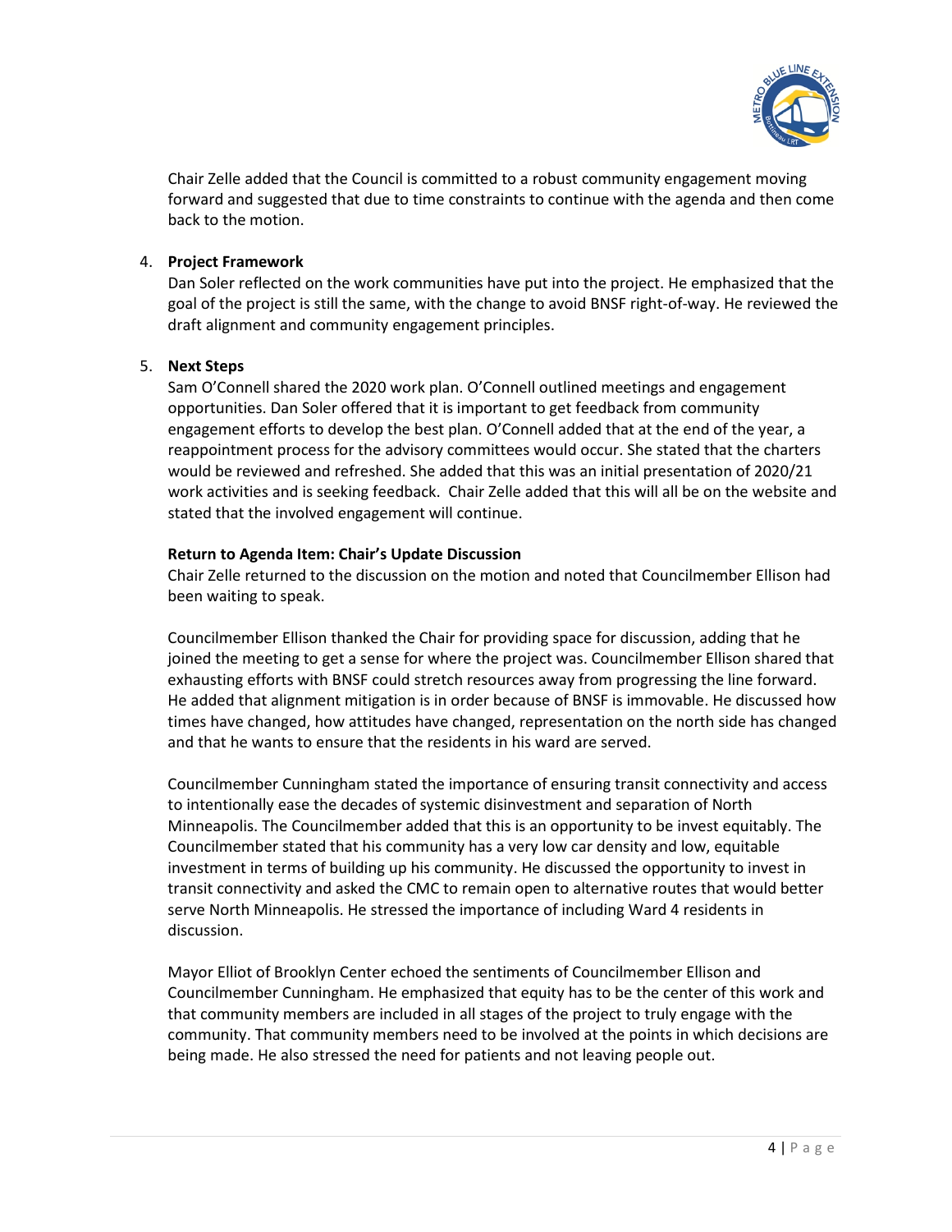Chair Zelle added that the Council is committed to a robust community engagement moving forward and suggested that due to time constraints to continue with the agenda and then come back to the motion.

4. **Project Framework**
   Dan Soler reflected on the work communities have put into the project. He emphasized that the goal of the project is still the same, with the change to avoid BNSF right-of-way. He reviewed the draft alignment and community engagement principles.

5. **Next Steps**
   Sam O'Connell shared the 2020 work plan. O'Connell outlined meetings and engagement opportunities. Dan Soler offered that it is important to get feedback from community engagement efforts to develop the best plan. O'Connell added that at the end of the year, a reappointment process for the advisory committees would occur. She stated that the charters would be reviewed and refreshed. She added that this was an initial presentation of 2020/21 work activities and is seeking feedback.  Chair Zelle added that this will all be on the website and stated that the involved engagement will continue.

   **Return to Agenda Item: Chair's Update Discussion**
   Chair Zelle returned to the discussion on the motion and noted that Councilmember Ellison had been waiting to speak.

   Councilmember Ellison thanked the Chair for providing space for discussion, adding that he joined the meeting to get a sense for where the project was. Councilmember Ellison shared that exhausting efforts with BNSF could stretch resources away from progressing the line forward. He added that alignment mitigation is in order because of BNSF is immovable. He discussed how times have changed, how attitudes have changed, representation on the north side has changed and that he wants to ensure that the residents in his ward are served.

   Councilmember Cunningham stated the importance of ensuring transit connectivity and access to intentionally ease the decades of systemic disinvestment and separation of North Minneapolis. The Councilmember added that this is an opportunity to be invest equitably. The Councilmember stated that his community has a very low car density and low, equitable investment in terms of building up his community. He discussed the opportunity to invest in transit connectivity and asked the CMC to remain open to alternative routes that would better serve North Minneapolis. He stressed the importance of including Ward 4 residents in discussion.

   Mayor Elliot of Brooklyn Center echoed the sentiments of Councilmember Ellison and Councilmember Cunningham. He emphasized that equity has to be the center of this work and that community members are included in all stages of the project to truly engage with the community. That community members need to be involved at the points in which decisions are being made. He also stressed the need for patients and not leaving people out.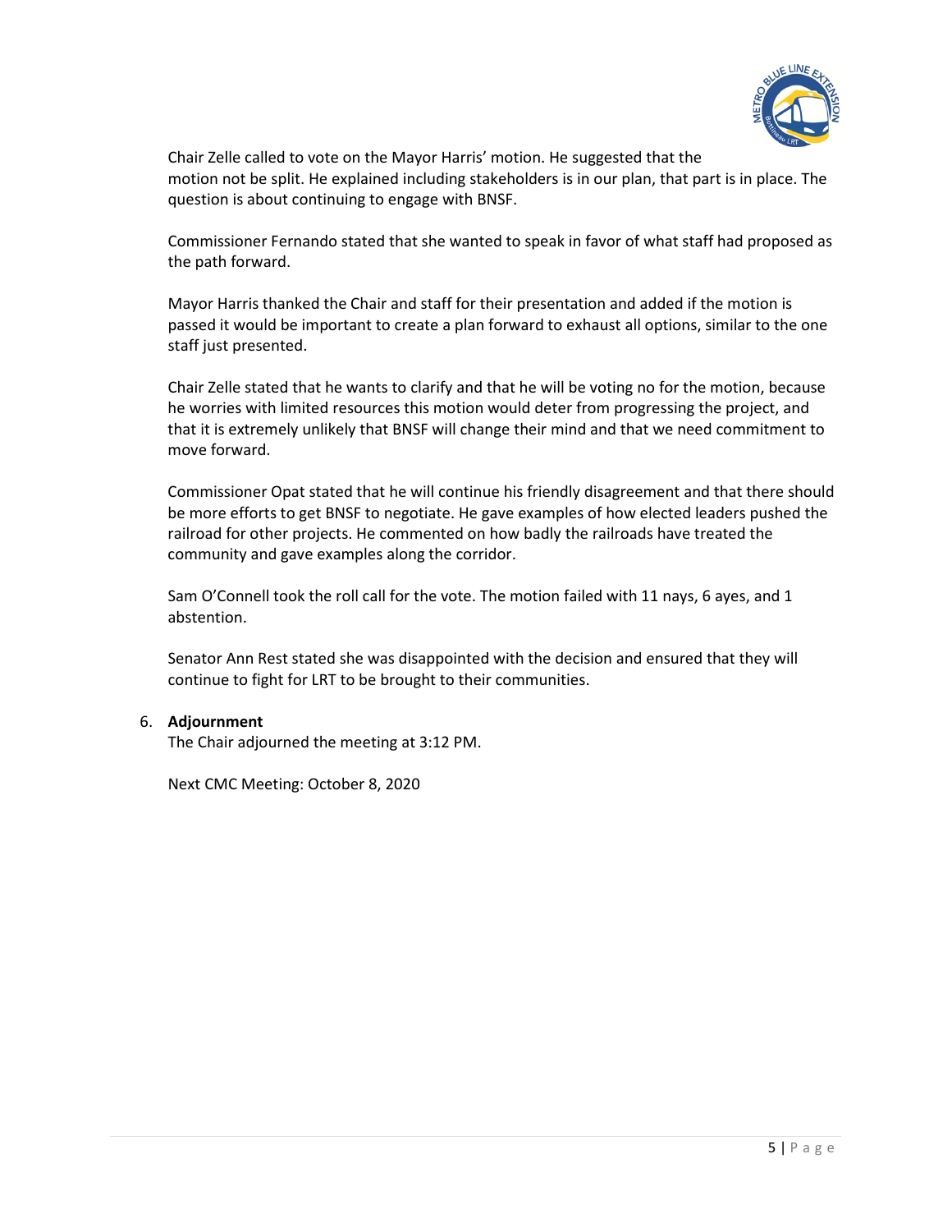Chair Zelle called to vote on the Mayor Harris' motion. He suggested that the motion not be split. He explained including stakeholders is in our plan, that part is in place. The question is about continuing to engage with BNSF.

Commissioner Fernando stated that she wanted to speak in favor of what staff had proposed as the path forward.

Mayor Harris thanked the Chair and staff for their presentation and added if the motion is passed it would be important to create a plan forward to exhaust all options, similar to the one staff just presented.

Chair Zelle stated that he wants to clarify and that he will be voting no for the motion, because he worries with limited resources this motion would deter from progressing the project, and that it is extremely unlikely that BNSF will change their mind and that we need commitment to move forward.

Commissioner Opat stated that he will continue his friendly disagreement and that there should be more efforts to get BNSF to negotiate. He gave examples of how elected leaders pushed the railroad for other projects. He commented on how badly the railroads have treated the community and gave examples along the corridor.

Sam O'Connell took the roll call for the vote. The motion failed with 11 nays, 6 ayes, and 1 abstention.

Senator Ann Rest stated she was disappointed with the decision and ensured that they will continue to fight for LRT to be brought to their communities.

6. **Adjournment**

   The Chair adjourned the meeting at 3:12 PM.

   Next CMC Meeting: October 8, 2020